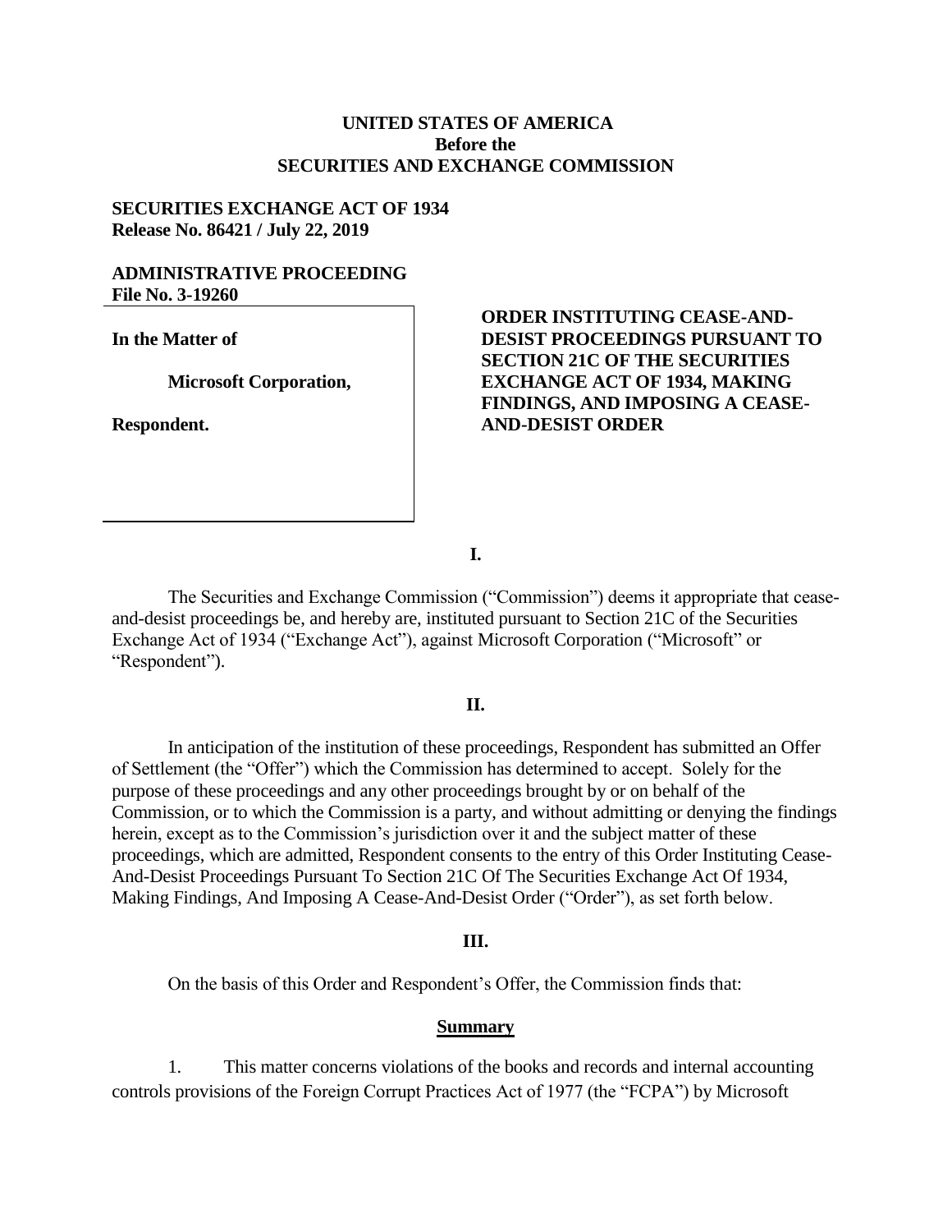**UNITED STATES OF AMERICA**
**Before the**
**SECURITIES AND EXCHANGE COMMISSION**

**SECURITIES EXCHANGE ACT OF 1934**
**Release No. 86421 / July 22, 2019**

**ADMINISTRATIVE PROCEEDING**
**File No. 3-19260**

**In the Matter of**

**Microsoft Corporation,**

**Respondent.**

**ORDER INSTITUTING CEASE-AND-DESIST PROCEEDINGS PURSUANT TO SECTION 21C OF THE SECURITIES EXCHANGE ACT OF 1934, MAKING FINDINGS, AND IMPOSING A CEASE-AND-DESIST ORDER**

**I.**

The Securities and Exchange Commission ("Commission") deems it appropriate that cease-and-desist proceedings be, and hereby are, instituted pursuant to Section 21C of the Securities Exchange Act of 1934 ("Exchange Act"), against Microsoft Corporation ("Microsoft" or "Respondent").

**II.**

In anticipation of the institution of these proceedings, Respondent has submitted an Offer of Settlement (the "Offer") which the Commission has determined to accept. Solely for the purpose of these proceedings and any other proceedings brought by or on behalf of the Commission, or to which the Commission is a party, and without admitting or denying the findings herein, except as to the Commission's jurisdiction over it and the subject matter of these proceedings, which are admitted, Respondent consents to the entry of this Order Instituting Cease-And-Desist Proceedings Pursuant To Section 21C Of The Securities Exchange Act Of 1934, Making Findings, And Imposing A Cease-And-Desist Order ("Order"), as set forth below.

**III.**

On the basis of this Order and Respondent's Offer, the Commission finds that:

**Summary**

1. This matter concerns violations of the books and records and internal accounting controls provisions of the Foreign Corrupt Practices Act of 1977 (the "FCPA") by Microsoft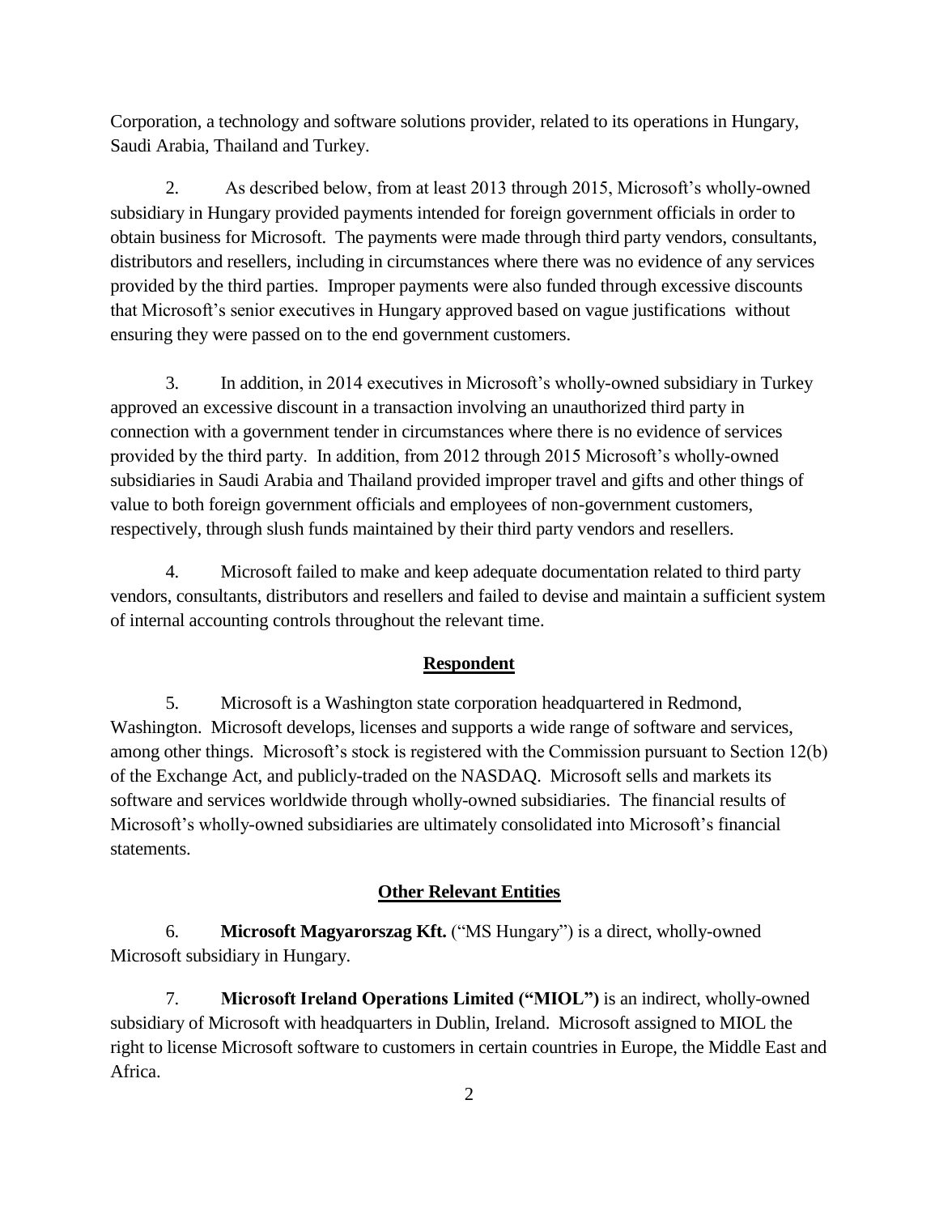Corporation, a technology and software solutions provider, related to its operations in Hungary, Saudi Arabia, Thailand and Turkey.

2. As described below, from at least 2013 through 2015, Microsoft's wholly-owned subsidiary in Hungary provided payments intended for foreign government officials in order to obtain business for Microsoft. The payments were made through third party vendors, consultants, distributors and resellers, including in circumstances where there was no evidence of any services provided by the third parties. Improper payments were also funded through excessive discounts that Microsoft's senior executives in Hungary approved based on vague justifications without ensuring they were passed on to the end government customers.

3. In addition, in 2014 executives in Microsoft's wholly-owned subsidiary in Turkey approved an excessive discount in a transaction involving an unauthorized third party in connection with a government tender in circumstances where there is no evidence of services provided by the third party. In addition, from 2012 through 2015 Microsoft's wholly-owned subsidiaries in Saudi Arabia and Thailand provided improper travel and gifts and other things of value to both foreign government officials and employees of non-government customers, respectively, through slush funds maintained by their third party vendors and resellers.

4. Microsoft failed to make and keep adequate documentation related to third party vendors, consultants, distributors and resellers and failed to devise and maintain a sufficient system of internal accounting controls throughout the relevant time.

## Respondent

5. Microsoft is a Washington state corporation headquartered in Redmond, Washington. Microsoft develops, licenses and supports a wide range of software and services, among other things. Microsoft's stock is registered with the Commission pursuant to Section 12(b) of the Exchange Act, and publicly-traded on the NASDAQ. Microsoft sells and markets its software and services worldwide through wholly-owned subsidiaries. The financial results of Microsoft's wholly-owned subsidiaries are ultimately consolidated into Microsoft's financial statements.

## Other Relevant Entities

6. **Microsoft Magyarorszag Kft.** ("MS Hungary") is a direct, wholly-owned Microsoft subsidiary in Hungary.

7. **Microsoft Ireland Operations Limited ("MIOL")** is an indirect, wholly-owned subsidiary of Microsoft with headquarters in Dublin, Ireland. Microsoft assigned to MIOL the right to license Microsoft software to customers in certain countries in Europe, the Middle East and Africa.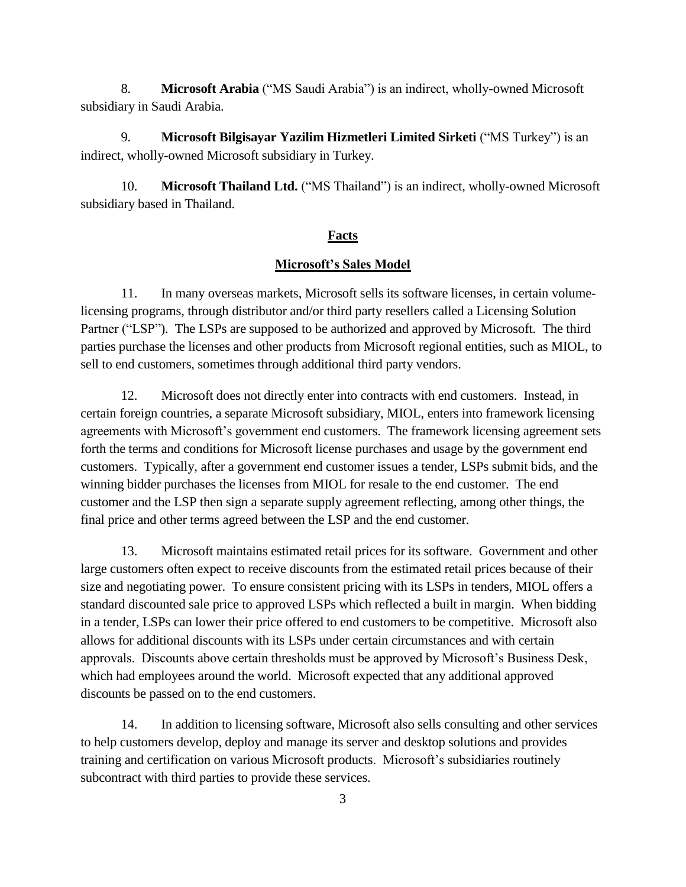8. **Microsoft Arabia** ("MS Saudi Arabia") is an indirect, wholly-owned Microsoft subsidiary in Saudi Arabia.

9. **Microsoft Bilgisayar Yazilim Hizmetleri Limited Sirketi** ("MS Turkey") is an indirect, wholly-owned Microsoft subsidiary in Turkey.

10. **Microsoft Thailand Ltd.** ("MS Thailand") is an indirect, wholly-owned Microsoft subsidiary based in Thailand.

## Facts

### Microsoft's Sales Model

11. In many overseas markets, Microsoft sells its software licenses, in certain volume-licensing programs, through distributor and/or third party resellers called a Licensing Solution Partner ("LSP"). The LSPs are supposed to be authorized and approved by Microsoft. The third parties purchase the licenses and other products from Microsoft regional entities, such as MIOL, to sell to end customers, sometimes through additional third party vendors.

12. Microsoft does not directly enter into contracts with end customers. Instead, in certain foreign countries, a separate Microsoft subsidiary, MIOL, enters into framework licensing agreements with Microsoft's government end customers. The framework licensing agreement sets forth the terms and conditions for Microsoft license purchases and usage by the government end customers. Typically, after a government end customer issues a tender, LSPs submit bids, and the winning bidder purchases the licenses from MIOL for resale to the end customer. The end customer and the LSP then sign a separate supply agreement reflecting, among other things, the final price and other terms agreed between the LSP and the end customer.

13. Microsoft maintains estimated retail prices for its software. Government and other large customers often expect to receive discounts from the estimated retail prices because of their size and negotiating power. To ensure consistent pricing with its LSPs in tenders, MIOL offers a standard discounted sale price to approved LSPs which reflected a built in margin. When bidding in a tender, LSPs can lower their price offered to end customers to be competitive. Microsoft also allows for additional discounts with its LSPs under certain circumstances and with certain approvals. Discounts above certain thresholds must be approved by Microsoft's Business Desk, which had employees around the world. Microsoft expected that any additional approved discounts be passed on to the end customers.

14. In addition to licensing software, Microsoft also sells consulting and other services to help customers develop, deploy and manage its server and desktop solutions and provides training and certification on various Microsoft products. Microsoft's subsidiaries routinely subcontract with third parties to provide these services.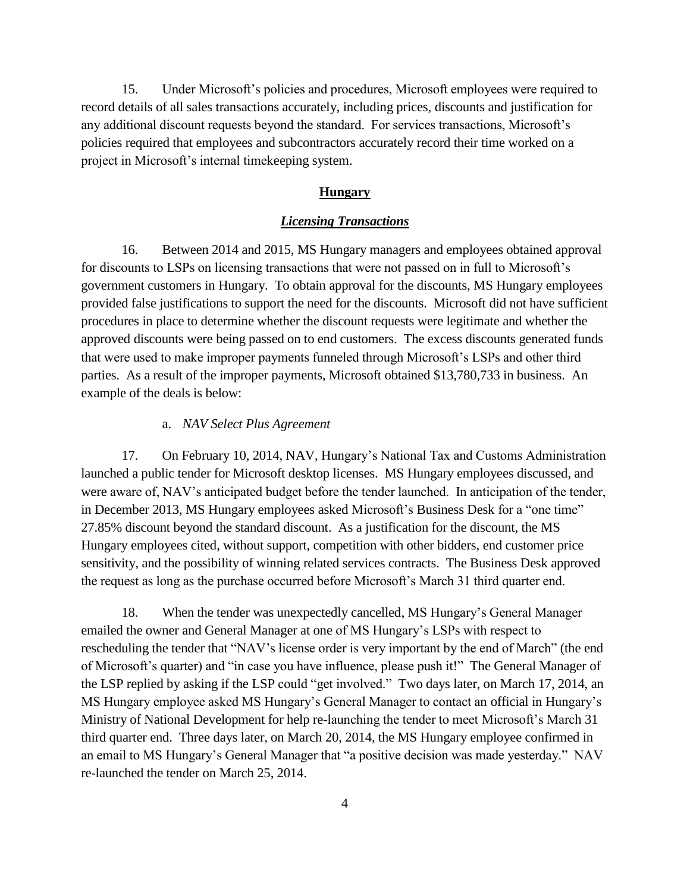15. Under Microsoft's policies and procedures, Microsoft employees were required to record details of all sales transactions accurately, including prices, discounts and justification for any additional discount requests beyond the standard. For services transactions, Microsoft's policies required that employees and subcontractors accurately record their time worked on a project in Microsoft's internal timekeeping system.

## **Hungary**

### ***Licensing Transactions***

16. Between 2014 and 2015, MS Hungary managers and employees obtained approval for discounts to LSPs on licensing transactions that were not passed on in full to Microsoft's government customers in Hungary. To obtain approval for the discounts, MS Hungary employees provided false justifications to support the need for the discounts. Microsoft did not have sufficient procedures in place to determine whether the discount requests were legitimate and whether the approved discounts were being passed on to end customers. The excess discounts generated funds that were used to make improper payments funneled through Microsoft's LSPs and other third parties. As a result of the improper payments, Microsoft obtained $13,780,733 in business. An example of the deals is below:

a. *NAV Select Plus Agreement*

17. On February 10, 2014, NAV, Hungary's National Tax and Customs Administration launched a public tender for Microsoft desktop licenses. MS Hungary employees discussed, and were aware of, NAV's anticipated budget before the tender launched. In anticipation of the tender, in December 2013, MS Hungary employees asked Microsoft's Business Desk for a "one time" 27.85% discount beyond the standard discount. As a justification for the discount, the MS Hungary employees cited, without support, competition with other bidders, end customer price sensitivity, and the possibility of winning related services contracts. The Business Desk approved the request as long as the purchase occurred before Microsoft's March 31 third quarter end.

18. When the tender was unexpectedly cancelled, MS Hungary's General Manager emailed the owner and General Manager at one of MS Hungary's LSPs with respect to rescheduling the tender that "NAV's license order is very important by the end of March" (the end of Microsoft's quarter) and "in case you have influence, please push it!" The General Manager of the LSP replied by asking if the LSP could "get involved." Two days later, on March 17, 2014, an MS Hungary employee asked MS Hungary's General Manager to contact an official in Hungary's Ministry of National Development for help re-launching the tender to meet Microsoft's March 31 third quarter end. Three days later, on March 20, 2014, the MS Hungary employee confirmed in an email to MS Hungary's General Manager that "a positive decision was made yesterday." NAV re-launched the tender on March 25, 2014.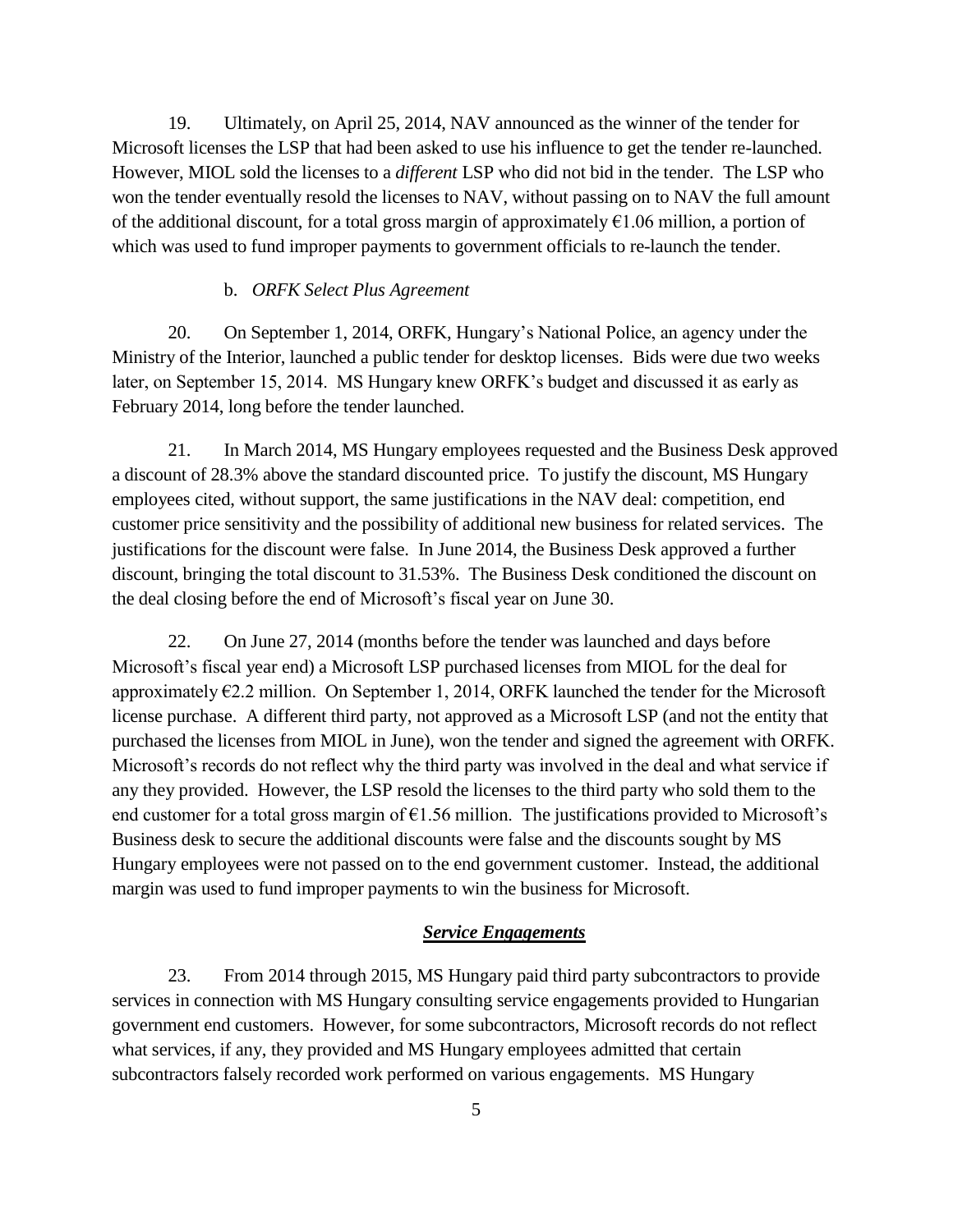19. Ultimately, on April 25, 2014, NAV announced as the winner of the tender for Microsoft licenses the LSP that had been asked to use his influence to get the tender re-launched. However, MIOL sold the licenses to a *different* LSP who did not bid in the tender. The LSP who won the tender eventually resold the licenses to NAV, without passing on to NAV the full amount of the additional discount, for a total gross margin of approximately €1.06 million, a portion of which was used to fund improper payments to government officials to re-launch the tender.

b. *ORFK Select Plus Agreement*

20. On September 1, 2014, ORFK, Hungary's National Police, an agency under the Ministry of the Interior, launched a public tender for desktop licenses. Bids were due two weeks later, on September 15, 2014. MS Hungary knew ORFK's budget and discussed it as early as February 2014, long before the tender launched.

21. In March 2014, MS Hungary employees requested and the Business Desk approved a discount of 28.3% above the standard discounted price. To justify the discount, MS Hungary employees cited, without support, the same justifications in the NAV deal: competition, end customer price sensitivity and the possibility of additional new business for related services. The justifications for the discount were false. In June 2014, the Business Desk approved a further discount, bringing the total discount to 31.53%. The Business Desk conditioned the discount on the deal closing before the end of Microsoft's fiscal year on June 30.

22. On June 27, 2014 (months before the tender was launched and days before Microsoft's fiscal year end) a Microsoft LSP purchased licenses from MIOL for the deal for approximately €2.2 million. On September 1, 2014, ORFK launched the tender for the Microsoft license purchase. A different third party, not approved as a Microsoft LSP (and not the entity that purchased the licenses from MIOL in June), won the tender and signed the agreement with ORFK. Microsoft's records do not reflect why the third party was involved in the deal and what service if any they provided. However, the LSP resold the licenses to the third party who sold them to the end customer for a total gross margin of €1.56 million. The justifications provided to Microsoft's Business desk to secure the additional discounts were false and the discounts sought by MS Hungary employees were not passed on to the end government customer. Instead, the additional margin was used to fund improper payments to win the business for Microsoft.

***Service Engagements***

23. From 2014 through 2015, MS Hungary paid third party subcontractors to provide services in connection with MS Hungary consulting service engagements provided to Hungarian government end customers. However, for some subcontractors, Microsoft records do not reflect what services, if any, they provided and MS Hungary employees admitted that certain subcontractors falsely recorded work performed on various engagements. MS Hungary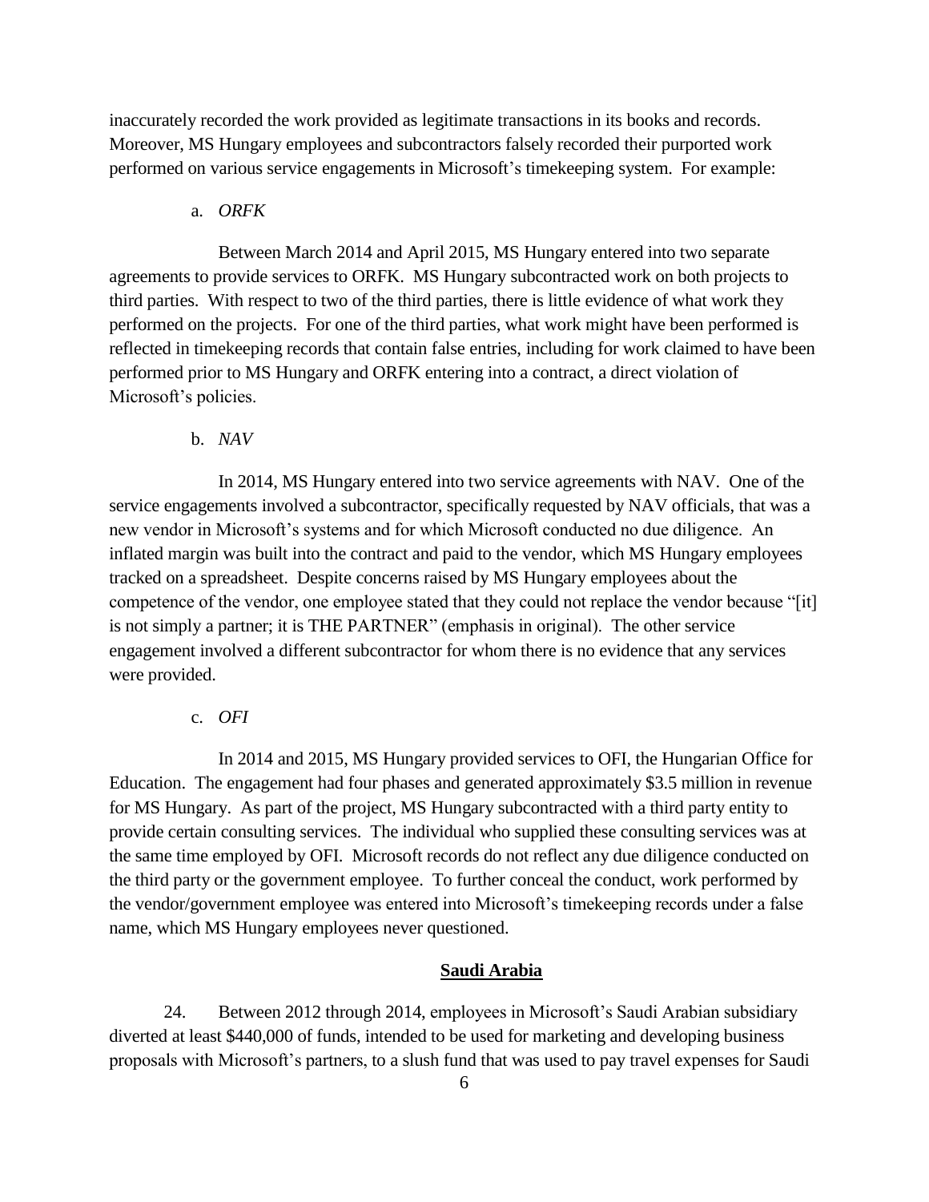inaccurately recorded the work provided as legitimate transactions in its books and records. Moreover, MS Hungary employees and subcontractors falsely recorded their purported work performed on various service engagements in Microsoft's timekeeping system. For example:

a. *ORFK*

Between March 2014 and April 2015, MS Hungary entered into two separate agreements to provide services to ORFK. MS Hungary subcontracted work on both projects to third parties. With respect to two of the third parties, there is little evidence of what work they performed on the projects. For one of the third parties, what work might have been performed is reflected in timekeeping records that contain false entries, including for work claimed to have been performed prior to MS Hungary and ORFK entering into a contract, a direct violation of Microsoft's policies.

b. *NAV*

In 2014, MS Hungary entered into two service agreements with NAV. One of the service engagements involved a subcontractor, specifically requested by NAV officials, that was a new vendor in Microsoft's systems and for which Microsoft conducted no due diligence. An inflated margin was built into the contract and paid to the vendor, which MS Hungary employees tracked on a spreadsheet. Despite concerns raised by MS Hungary employees about the competence of the vendor, one employee stated that they could not replace the vendor because "[it] is not simply a partner; it is THE PARTNER" (emphasis in original). The other service engagement involved a different subcontractor for whom there is no evidence that any services were provided.

c. *OFI*

In 2014 and 2015, MS Hungary provided services to OFI, the Hungarian Office for Education. The engagement had four phases and generated approximately $3.5 million in revenue for MS Hungary. As part of the project, MS Hungary subcontracted with a third party entity to provide certain consulting services. The individual who supplied these consulting services was at the same time employed by OFI. Microsoft records do not reflect any due diligence conducted on the third party or the government employee. To further conceal the conduct, work performed by the vendor/government employee was entered into Microsoft's timekeeping records under a false name, which MS Hungary employees never questioned.

## **Saudi Arabia**

24. Between 2012 through 2014, employees in Microsoft's Saudi Arabian subsidiary diverted at least $440,000 of funds, intended to be used for marketing and developing business proposals with Microsoft's partners, to a slush fund that was used to pay travel expenses for Saudi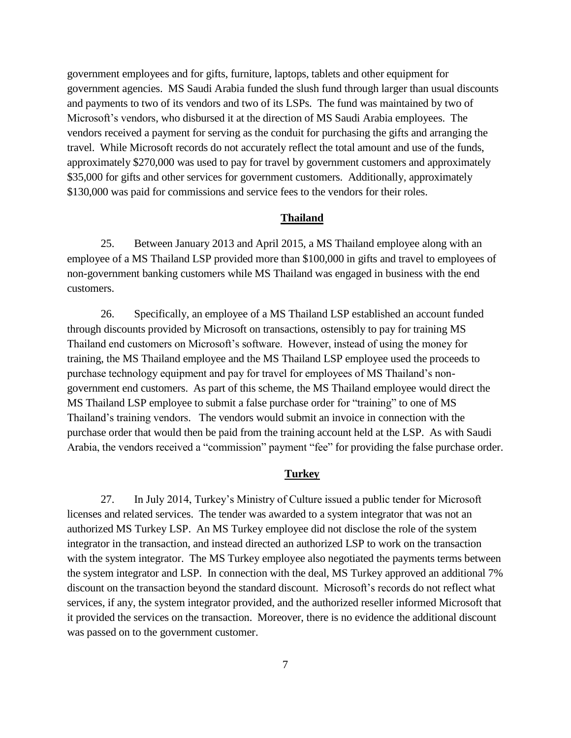government employees and for gifts, furniture, laptops, tablets and other equipment for government agencies. MS Saudi Arabia funded the slush fund through larger than usual discounts and payments to two of its vendors and two of its LSPs. The fund was maintained by two of Microsoft's vendors, who disbursed it at the direction of MS Saudi Arabia employees. The vendors received a payment for serving as the conduit for purchasing the gifts and arranging the travel. While Microsoft records do not accurately reflect the total amount and use of the funds, approximately $270,000 was used to pay for travel by government customers and approximately $35,000 for gifts and other services for government customers. Additionally, approximately $130,000 was paid for commissions and service fees to the vendors for their roles.

## Thailand

25. Between January 2013 and April 2015, a MS Thailand employee along with an employee of a MS Thailand LSP provided more than $100,000 in gifts and travel to employees of non-government banking customers while MS Thailand was engaged in business with the end customers.

26. Specifically, an employee of a MS Thailand LSP established an account funded through discounts provided by Microsoft on transactions, ostensibly to pay for training MS Thailand end customers on Microsoft's software. However, instead of using the money for training, the MS Thailand employee and the MS Thailand LSP employee used the proceeds to purchase technology equipment and pay for travel for employees of MS Thailand's non-government end customers. As part of this scheme, the MS Thailand employee would direct the MS Thailand LSP employee to submit a false purchase order for "training" to one of MS Thailand's training vendors. The vendors would submit an invoice in connection with the purchase order that would then be paid from the training account held at the LSP. As with Saudi Arabia, the vendors received a "commission" payment "fee" for providing the false purchase order.

## Turkey

27. In July 2014, Turkey's Ministry of Culture issued a public tender for Microsoft licenses and related services. The tender was awarded to a system integrator that was not an authorized MS Turkey LSP. An MS Turkey employee did not disclose the role of the system integrator in the transaction, and instead directed an authorized LSP to work on the transaction with the system integrator. The MS Turkey employee also negotiated the payments terms between the system integrator and LSP. In connection with the deal, MS Turkey approved an additional 7% discount on the transaction beyond the standard discount. Microsoft's records do not reflect what services, if any, the system integrator provided, and the authorized reseller informed Microsoft that it provided the services on the transaction. Moreover, there is no evidence the additional discount was passed on to the government customer.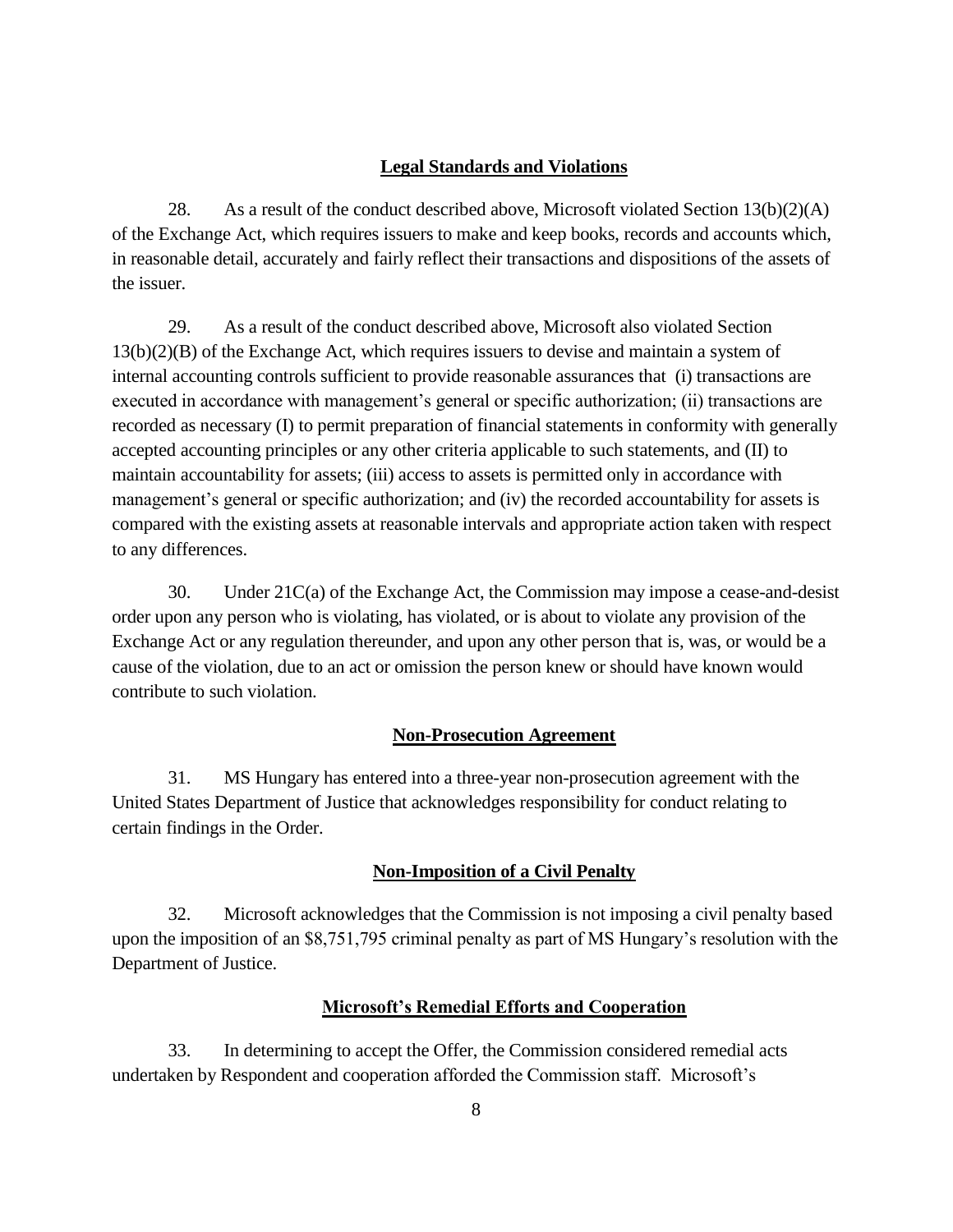## Legal Standards and Violations

28. As a result of the conduct described above, Microsoft violated Section 13(b)(2)(A) of the Exchange Act, which requires issuers to make and keep books, records and accounts which, in reasonable detail, accurately and fairly reflect their transactions and dispositions of the assets of the issuer.

29. As a result of the conduct described above, Microsoft also violated Section 13(b)(2)(B) of the Exchange Act, which requires issuers to devise and maintain a system of internal accounting controls sufficient to provide reasonable assurances that (i) transactions are executed in accordance with management's general or specific authorization; (ii) transactions are recorded as necessary (I) to permit preparation of financial statements in conformity with generally accepted accounting principles or any other criteria applicable to such statements, and (II) to maintain accountability for assets; (iii) access to assets is permitted only in accordance with management's general or specific authorization; and (iv) the recorded accountability for assets is compared with the existing assets at reasonable intervals and appropriate action taken with respect to any differences.

30. Under 21C(a) of the Exchange Act, the Commission may impose a cease-and-desist order upon any person who is violating, has violated, or is about to violate any provision of the Exchange Act or any regulation thereunder, and upon any other person that is, was, or would be a cause of the violation, due to an act or omission the person knew or should have known would contribute to such violation.

## Non-Prosecution Agreement

31. MS Hungary has entered into a three-year non-prosecution agreement with the United States Department of Justice that acknowledges responsibility for conduct relating to certain findings in the Order.

## Non-Imposition of a Civil Penalty

32. Microsoft acknowledges that the Commission is not imposing a civil penalty based upon the imposition of an $8,751,795 criminal penalty as part of MS Hungary's resolution with the Department of Justice.

## Microsoft's Remedial Efforts and Cooperation

33. In determining to accept the Offer, the Commission considered remedial acts undertaken by Respondent and cooperation afforded the Commission staff. Microsoft's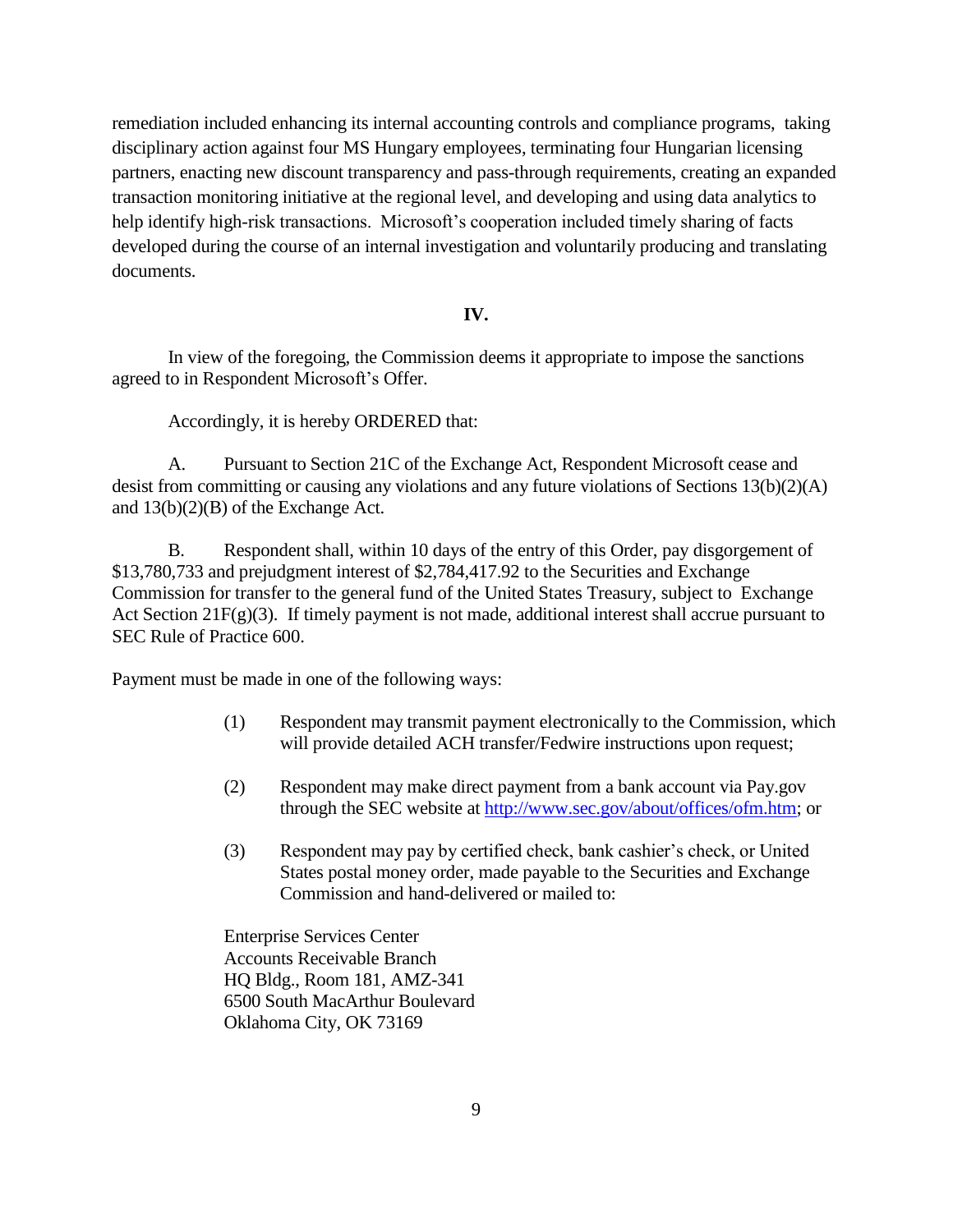remediation included enhancing its internal accounting controls and compliance programs, taking disciplinary action against four MS Hungary employees, terminating four Hungarian licensing partners, enacting new discount transparency and pass-through requirements, creating an expanded transaction monitoring initiative at the regional level, and developing and using data analytics to help identify high-risk transactions. Microsoft's cooperation included timely sharing of facts developed during the course of an internal investigation and voluntarily producing and translating documents.

**IV.**

In view of the foregoing, the Commission deems it appropriate to impose the sanctions agreed to in Respondent Microsoft's Offer.

Accordingly, it is hereby ORDERED that:

A. Pursuant to Section 21C of the Exchange Act, Respondent Microsoft cease and desist from committing or causing any violations and any future violations of Sections 13(b)(2)(A) and 13(b)(2)(B) of the Exchange Act.

B. Respondent shall, within 10 days of the entry of this Order, pay disgorgement of $13,780,733 and prejudgment interest of $2,784,417.92 to the Securities and Exchange Commission for transfer to the general fund of the United States Treasury, subject to Exchange Act Section 21F(g)(3). If timely payment is not made, additional interest shall accrue pursuant to SEC Rule of Practice 600.

Payment must be made in one of the following ways:

(1) Respondent may transmit payment electronically to the Commission, which will provide detailed ACH transfer/Fedwire instructions upon request;

(2) Respondent may make direct payment from a bank account via Pay.gov through the SEC website at http://www.sec.gov/about/offices/ofm.htm; or

(3) Respondent may pay by certified check, bank cashier's check, or United States postal money order, made payable to the Securities and Exchange Commission and hand-delivered or mailed to:

Enterprise Services Center
Accounts Receivable Branch
HQ Bldg., Room 181, AMZ-341
6500 South MacArthur Boulevard
Oklahoma City, OK 73169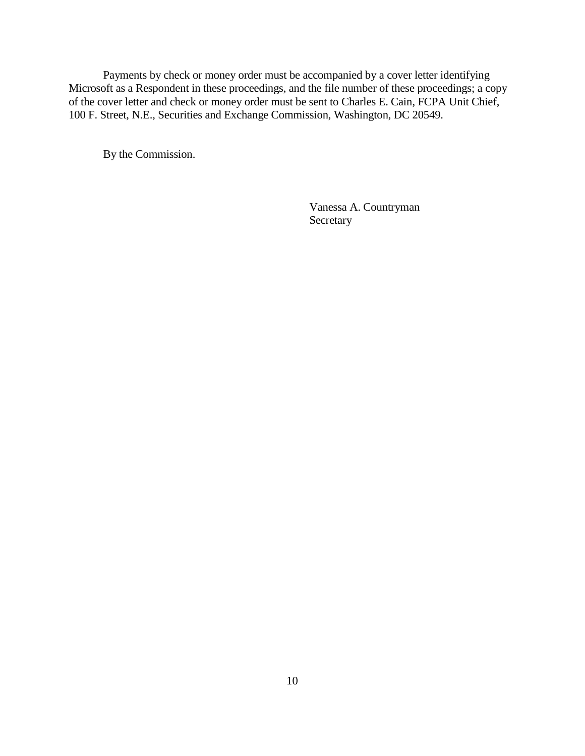Payments by check or money order must be accompanied by a cover letter identifying Microsoft as a Respondent in these proceedings, and the file number of these proceedings; a copy of the cover letter and check or money order must be sent to Charles E. Cain, FCPA Unit Chief, 100 F. Street, N.E., Securities and Exchange Commission, Washington, DC 20549.

By the Commission.

Vanessa A. Countryman
Secretary